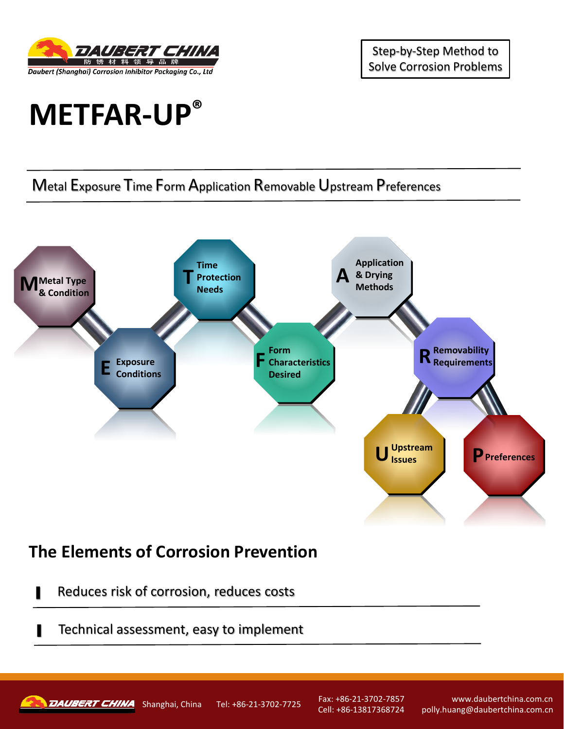Daubert China
防锈材料领导品牌
Daubert (Shanghai) Corrosion Inhibitor Packaging Co., Ltd

Step-by-Step Method to Solve Corrosion Problems

# METFAR-UP®

Metal Exposure Time Form Application Removable Upstream Preferences

- **M** Metal Type & Condition
- **E** Exposure Conditions
- **T** Time Protection Needs
- **F** Form Characteristics Desired
- **A** Application & Drying Methods
- **R** Removability Requirements
- **U** Upstream Issues
- **P** Preferences

## The Elements of Corrosion Prevention

- Reduces risk of corrosion, reduces costs
- Technical assessment, easy to implement

DAUBERT CHINA Shanghai, China Tel: +86-21-3702-7725 Fax: +86-21-3702-7857 Cell: +86-13817368724 www.daubertchina.com.cn polly.huang@daubertchina.com.cn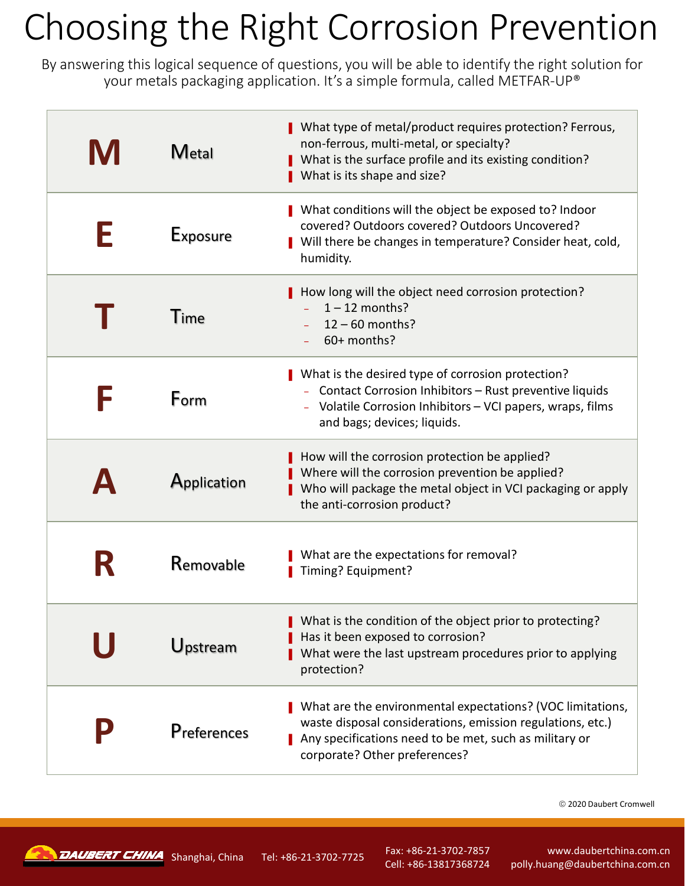# Choosing the Right Corrosion Prevention

By answering this logical sequence of questions, you will be able to identify the right solution for your metals packaging application. It's a simple formula, called METFAR-UP®

| | | |
|---|---|---|
| **M** | Metal | What type of metal/product requires protection? Ferrous, non-ferrous, multi-metal, or specialty?<br>What is the surface profile and its existing condition?<br>What is its shape and size? |
| **E** | Exposure | What conditions will the object be exposed to? Indoor covered? Outdoors covered? Outdoors Uncovered?<br>Will there be changes in temperature? Consider heat, cold, humidity. |
| **T** | Time | How long will the object need corrosion protection?<br>– 1 – 12 months?<br>– 12 – 60 months?<br>– 60+ months? |
| **F** | Form | What is the desired type of corrosion protection?<br>– Contact Corrosion Inhibitors – Rust preventive liquids<br>– Volatile Corrosion Inhibitors – VCI papers, wraps, films and bags; devices; liquids. |
| **A** | Application | How will the corrosion protection be applied?<br>Where will the corrosion prevention be applied?<br>Who will package the metal object in VCI packaging or apply the anti-corrosion product? |
| **R** | Removable | What are the expectations for removal?<br>Timing? Equipment? |
| **U** | Upstream | What is the condition of the object prior to protecting?<br>Has it been exposed to corrosion?<br>What were the last upstream procedures prior to applying protection? |
| **P** | Preferences | What are the environmental expectations? (VOC limitations, waste disposal considerations, emission regulations, etc.)<br>Any specifications need to be met, such as military or corporate? Other preferences? |

© 2020 Daubert Cromwell

DAUBERT CHINA Shanghai, China Tel: +86-21-3702-7725 Fax: +86-21-3702-7857 Cell: +86-13817368724 www.daubertchina.com.cn polly.huang@daubertchina.com.cn